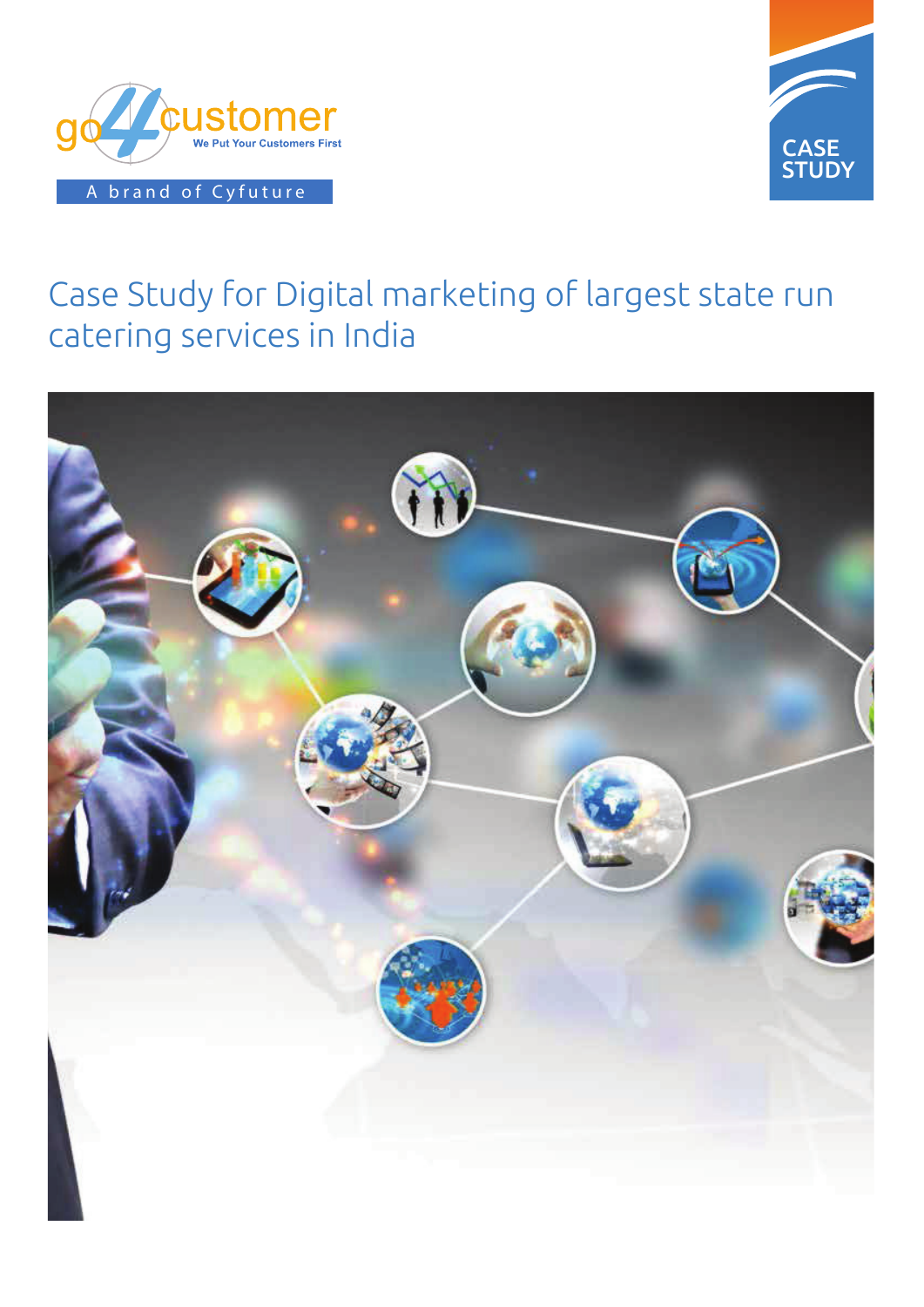go4customer

We Put Your Customers First

A brand of Cyfuture

CASE STUDY

# Case Study for Digital marketing of largest state run catering services in India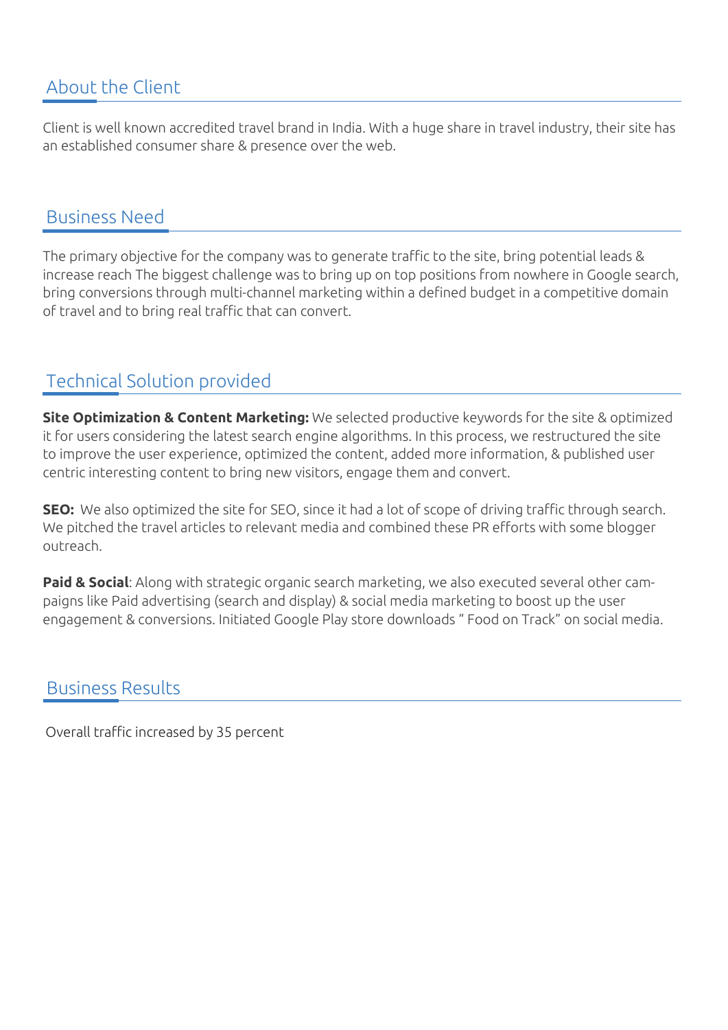## About the Client

Client is well known accredited travel brand in India. With a huge share in travel industry, their site has an established consumer share & presence over the web.

## Business Need

The primary objective for the company was to generate traffic to the site, bring potential leads & increase reach The biggest challenge was to bring up on top positions from nowhere in Google search, bring conversions through multi-channel marketing within a defined budget in a competitive domain of travel and to bring real traffic that can convert.

## Technical Solution provided

**Site Optimization & Content Marketing:** We selected productive keywords for the site & optimized it for users considering the latest search engine algorithms. In this process, we restructured the site to improve the user experience, optimized the content, added more information, & published user centric interesting content to bring new visitors, engage them and convert.

**SEO:** We also optimized the site for SEO, since it had a lot of scope of driving traffic through search. We pitched the travel articles to relevant media and combined these PR efforts with some blogger outreach.

**Paid & Social**: Along with strategic organic search marketing, we also executed several other campaigns like Paid advertising (search and display) & social media marketing to boost up the user engagement & conversions. Initiated Google Play store downloads " Food on Track" on social media.

## Business Results

Overall traffic increased by 35 percent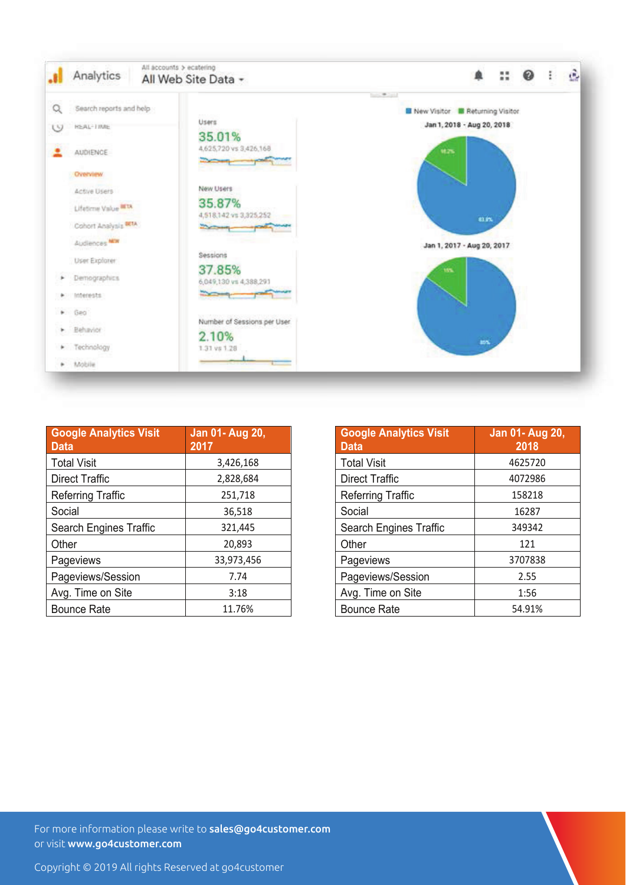Analytics

All accounts > ecatering

All Web Site Data

Search reports and help

REAL-TIME

AUDIENCE

Overview

Active Users

Lifetime Value BETA

Cohort Analysis BETA

Audiences NEW

User Explorer

Demographics

Interests

Geo

Behavior

Technology

Mobile

Users

35.01%

4,625,720 vs 3,426,168

New Users

35.87%

4,518,142 vs 3,325,252

Sessions

37.85%

6,049,130 vs 4,388,291

Number of Sessions per User

2.10%

1.31 vs 1.28

New Visitor Returning Visitor

Jan 1, 2018 - Aug 20, 2018

Jan 1, 2017 - Aug 20, 2017

| Google Analytics Visit Data | Jan 01- Aug 20, 2017 |
|---|---|
| Total Visit | 3,426,168 |
| Direct Traffic | 2,828,684 |
| Referring Traffic | 251,718 |
| Social | 36,518 |
| Search Engines Traffic | 321,445 |
| Other | 20,893 |
| Pageviews | 33,973,456 |
| Pageviews/Session | 7.74 |
| Avg. Time on Site | 3:18 |
| Bounce Rate | 11.76% |

| Google Analytics Visit Data | Jan 01- Aug 20, 2018 |
|---|---|
| Total Visit | 4625720 |
| Direct Traffic | 4072986 |
| Referring Traffic | 158218 |
| Social | 16287 |
| Search Engines Traffic | 349342 |
| Other | 121 |
| Pageviews | 3707838 |
| Pageviews/Session | 2.55 |
| Avg. Time on Site | 1:56 |
| Bounce Rate | 54.91% |

For more information please write to **sales@go4customer.com**
or visit **www.go4customer.com**

Copyright © 2019 All rights Reserved at go4customer